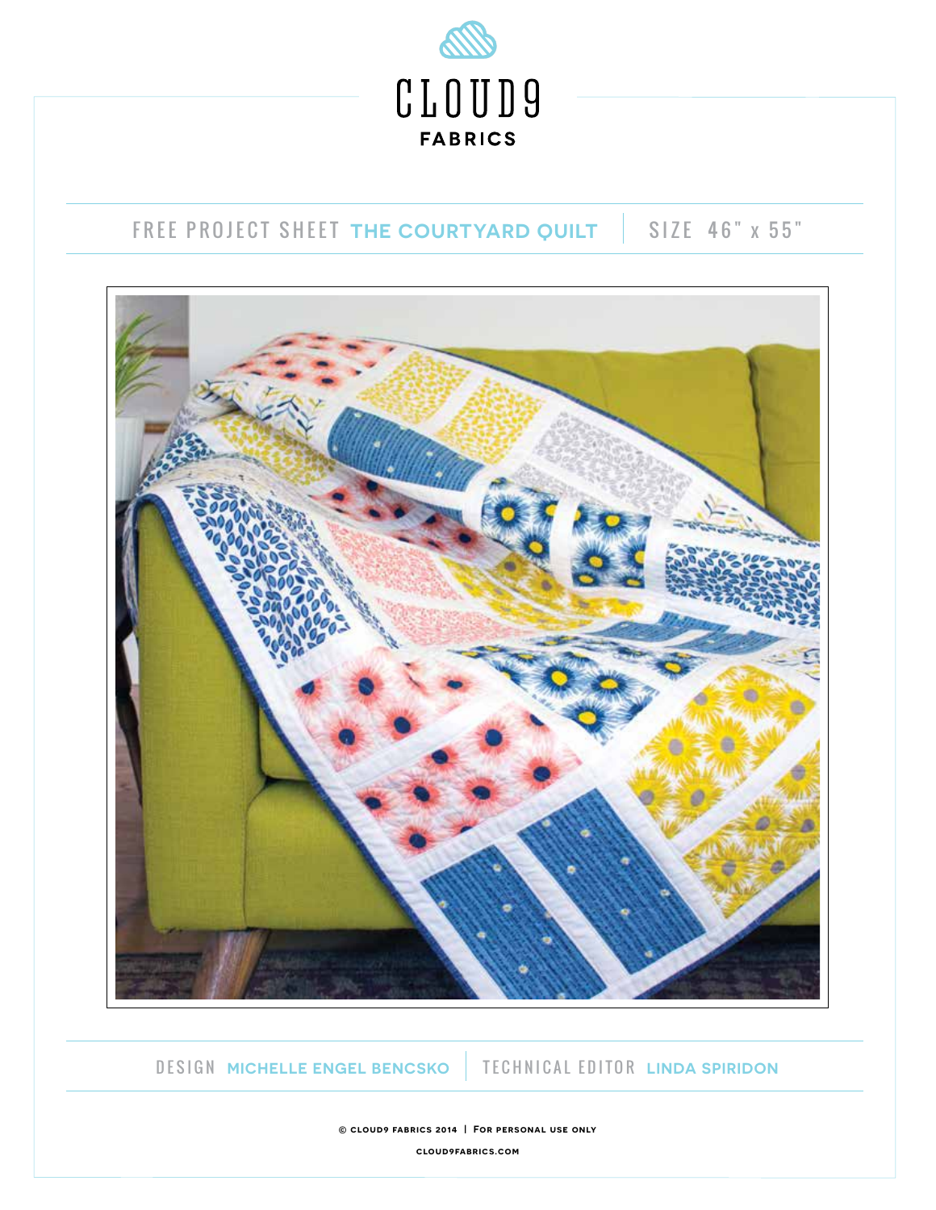CLOUD9

FABRICS

FREE PROJECT SHEET **THE COURTYARD QUILT** | SIZE 46" x 55"

DESIGN **MICHELLE ENGEL BENCSKO** | TECHNICAL EDITOR **LINDA SPIRIDON**

© CLOUD9 FABRICS 2014 | FOR PERSONAL USE ONLY

CLOUD9FABRICS.COM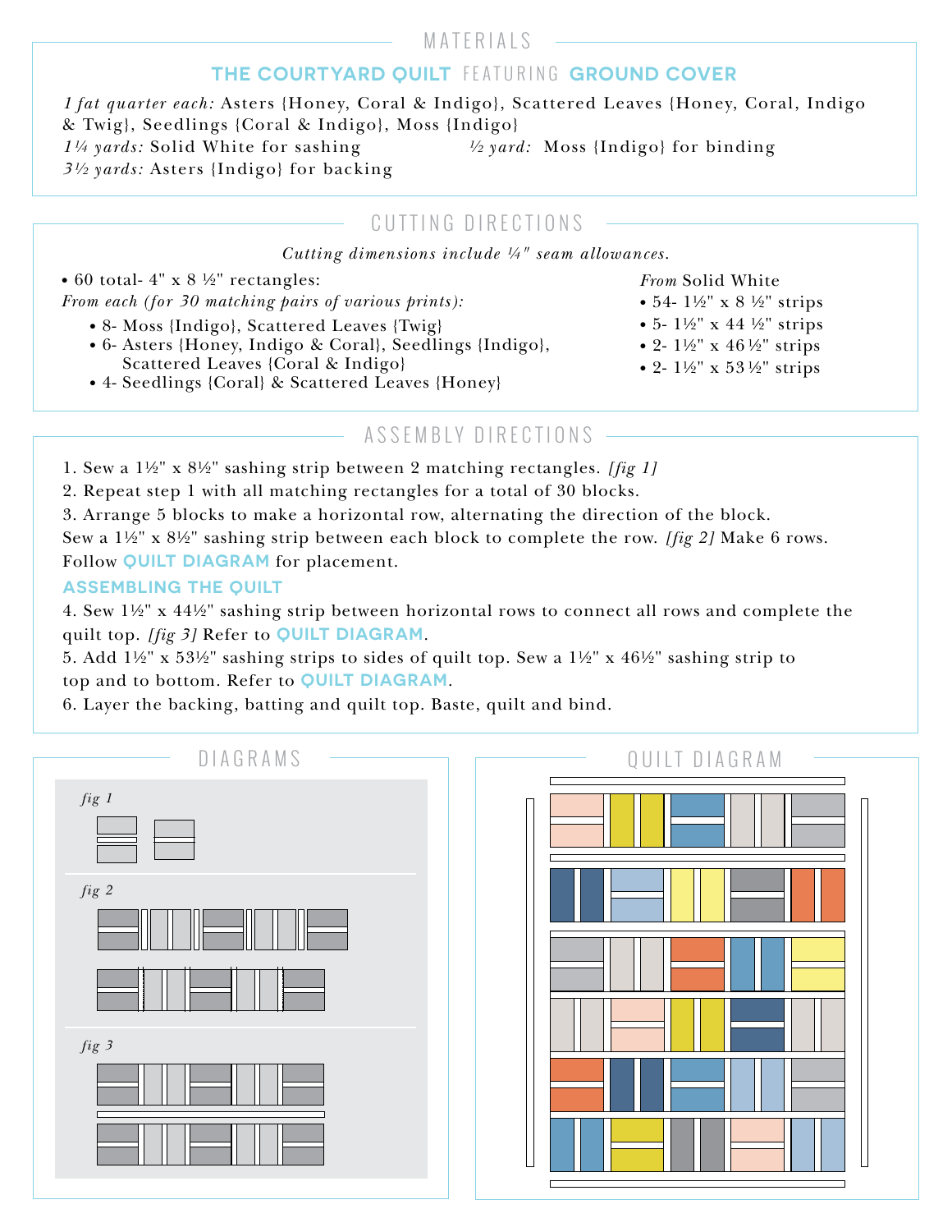## MATERIALS

### THE COURTYARD QUILT FEATURING GROUND COVER

*1 fat quarter each:* Asters {Honey, Coral & Indigo}, Scattered Leaves {Honey, Coral, Indigo & Twig}, Seedlings {Coral & Indigo}, Moss {Indigo}

*1¼ yards:* Solid White for sashing

*½ yard:* Moss {Indigo} for binding

*3½ yards:* Asters {Indigo} for backing

## CUTTING DIRECTIONS

*Cutting dimensions include ¼" seam allowances.*

- 60 total- 4" x 8 ½" rectangles:

*From each (for 30 matching pairs of various prints):*

- 8- Moss {Indigo}, Scattered Leaves {Twig}
- 6- Asters {Honey, Indigo & Coral}, Seedlings {Indigo}, Scattered Leaves {Coral & Indigo}
- 4- Seedlings {Coral} & Scattered Leaves {Honey}

*From* Solid White

- 54- 1½" x 8 ½" strips
- 5- 1½" x 44 ½" strips
- 2- 1½" x 46½" strips
- 2- 1½" x 53½" strips

## ASSEMBLY DIRECTIONS

1. Sew a 1½" x 8½" sashing strip between 2 matching rectangles. *[fig 1]*
2. Repeat step 1 with all matching rectangles for a total of 30 blocks.
3. Arrange 5 blocks to make a horizontal row, alternating the direction of the block. Sew a 1½" x 8½" sashing strip between each block to complete the row. *[fig 2]* Make 6 rows. Follow **QUILT DIAGRAM** for placement.

### ASSEMBLING THE QUILT

4. Sew 1½" x 44½" sashing strip between horizontal rows to connect all rows and complete the quilt top. *[fig 3]* Refer to **QUILT DIAGRAM**.
5. Add 1½" x 53½" sashing strips to sides of quilt top. Sew a 1½" x 46½" sashing strip to top and to bottom. Refer to **QUILT DIAGRAM**.
6. Layer the backing, batting and quilt top. Baste, quilt and bind.

## DIAGRAMS

*fig 1*

*fig 2*

*fig 3*

## QUILT DIAGRAM